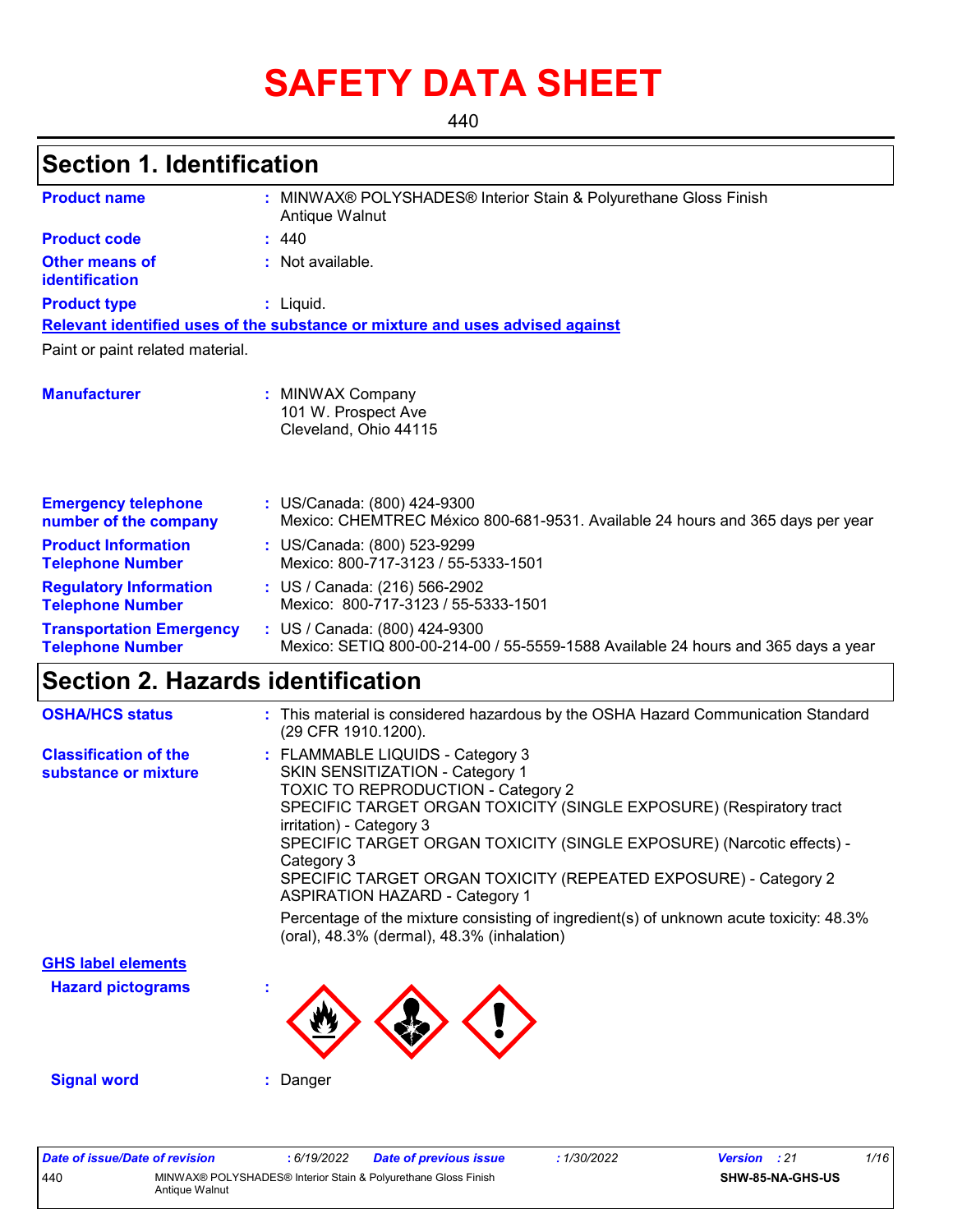# SAFETY DATA SHEET

440

## Section 1. Identification

| | | |
|---|---|---|
| **Product name** | : | MINWAX® POLYSHADES® Interior Stain & Polyurethane Gloss Finish Antique Walnut |
| **Product code** | : | 440 |
| **Other means of identification** | : | Not available. |
| **Product type** | : | Liquid. |

**Relevant identified uses of the substance or mixture and uses advised against**

Paint or paint related material.

| | | |
|---|---|---|
| **Manufacturer** | : | MINWAX Company<br>101 W. Prospect Ave<br>Cleveland, Ohio 44115 |
| **Emergency telephone number of the company** | : | US/Canada: (800) 424-9300<br>Mexico: CHEMTREC México 800-681-9531. Available 24 hours and 365 days per year |
| **Product Information Telephone Number** | : | US/Canada: (800) 523-9299<br>Mexico: 800-717-3123 / 55-5333-1501 |
| **Regulatory Information Telephone Number** | : | US / Canada: (216) 566-2902<br>Mexico: 800-717-3123 / 55-5333-1501 |
| **Transportation Emergency Telephone Number** | : | US / Canada: (800) 424-9300<br>Mexico: SETIQ 800-00-214-00 / 55-5559-1588 Available 24 hours and 365 days a year |

## Section 2. Hazards identification

| | | |
|---|---|---|
| **OSHA/HCS status** | : | This material is considered hazardous by the OSHA Hazard Communication Standard (29 CFR 1910.1200). |
| **Classification of the substance or mixture** | : | FLAMMABLE LIQUIDS - Category 3<br>SKIN SENSITIZATION - Category 1<br>TOXIC TO REPRODUCTION - Category 2<br>SPECIFIC TARGET ORGAN TOXICITY (SINGLE EXPOSURE) (Respiratory tract irritation) - Category 3<br>SPECIFIC TARGET ORGAN TOXICITY (SINGLE EXPOSURE) (Narcotic effects) - Category 3<br>SPECIFIC TARGET ORGAN TOXICITY (REPEATED EXPOSURE) - Category 2<br>ASPIRATION HAZARD - Category 1<br><br>Percentage of the mixture consisting of ingredient(s) of unknown acute toxicity: 48.3% (oral), 48.3% (dermal), 48.3% (inhalation) |

**GHS label elements**

**Hazard pictograms** :

**Signal word** : Danger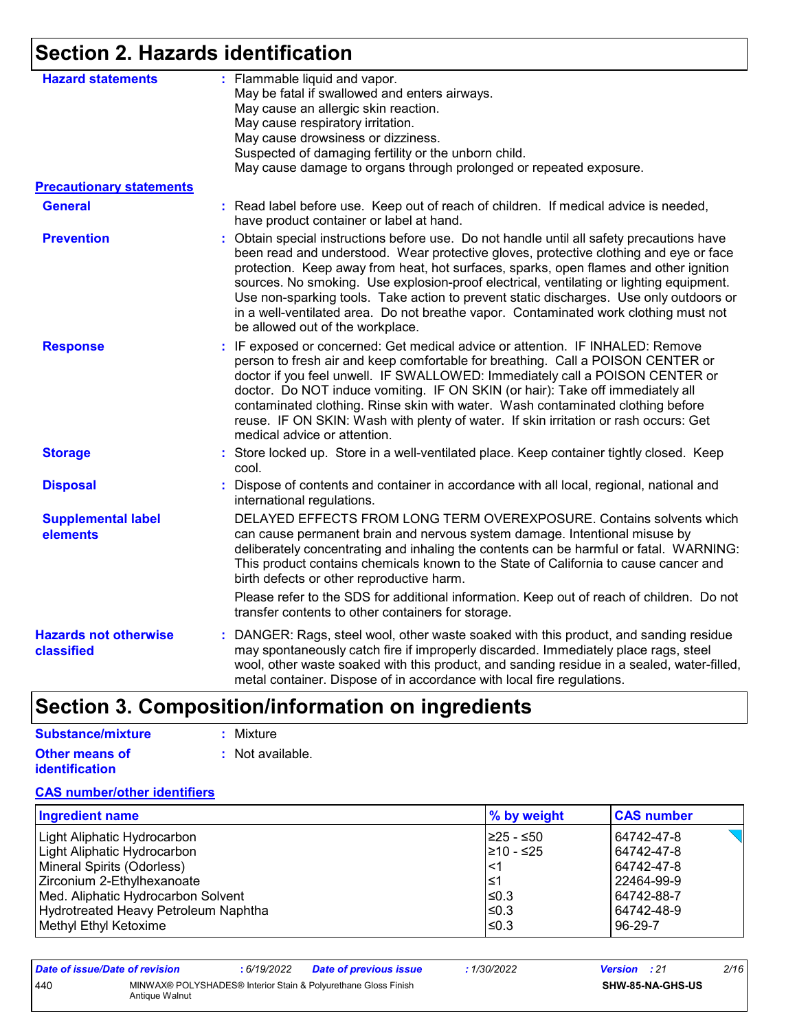# Section 2. Hazards identification

**Hazard statements** : Flammable liquid and vapor.
May be fatal if swallowed and enters airways.
May cause an allergic skin reaction.
May cause respiratory irritation.
May cause drowsiness or dizziness.
Suspected of damaging fertility or the unborn child.
May cause damage to organs through prolonged or repeated exposure.

**Precautionary statements**

**General** : Read label before use. Keep out of reach of children. If medical advice is needed, have product container or label at hand.

**Prevention** : Obtain special instructions before use. Do not handle until all safety precautions have been read and understood. Wear protective gloves, protective clothing and eye or face protection. Keep away from heat, hot surfaces, sparks, open flames and other ignition sources. No smoking. Use explosion-proof electrical, ventilating or lighting equipment. Use non-sparking tools. Take action to prevent static discharges. Use only outdoors or in a well-ventilated area. Do not breathe vapor. Contaminated work clothing must not be allowed out of the workplace.

**Response** : IF exposed or concerned: Get medical advice or attention. IF INHALED: Remove person to fresh air and keep comfortable for breathing. Call a POISON CENTER or doctor if you feel unwell. IF SWALLOWED: Immediately call a POISON CENTER or doctor. Do NOT induce vomiting. IF ON SKIN (or hair): Take off immediately all contaminated clothing. Rinse skin with water. Wash contaminated clothing before reuse. IF ON SKIN: Wash with plenty of water. If skin irritation or rash occurs: Get medical advice or attention.

**Storage** : Store locked up. Store in a well-ventilated place. Keep container tightly closed. Keep cool.

**Disposal** : Dispose of contents and container in accordance with all local, regional, national and international regulations.

**Supplemental label elements** DELAYED EFFECTS FROM LONG TERM OVEREXPOSURE. Contains solvents which can cause permanent brain and nervous system damage. Intentional misuse by deliberately concentrating and inhaling the contents can be harmful or fatal. WARNING: This product contains chemicals known to the State of California to cause cancer and birth defects or other reproductive harm.

Please refer to the SDS for additional information. Keep out of reach of children. Do not transfer contents to other containers for storage.

**Hazards not otherwise classified** : DANGER: Rags, steel wool, other waste soaked with this product, and sanding residue may spontaneously catch fire if improperly discarded. Immediately place rags, steel wool, other waste soaked with this product, and sanding residue in a sealed, water-filled, metal container. Dispose of in accordance with local fire regulations.

# Section 3. Composition/information on ingredients

**Substance/mixture** : Mixture

**Other means of identification** : Not available.

**CAS number/other identifiers**

| Ingredient name | % by weight | CAS number |
|---|---|---|
| Light Aliphatic Hydrocarbon | ≥25 - ≤50 | 64742-47-8 |
| Light Aliphatic Hydrocarbon | ≥10 - ≤25 | 64742-47-8 |
| Mineral Spirits (Odorless) | <1 | 64742-47-8 |
| Zirconium 2-Ethylhexanoate | ≤1 | 22464-99-9 |
| Med. Aliphatic Hydrocarbon Solvent | ≤0.3 | 64742-88-7 |
| Hydrotreated Heavy Petroleum Naphtha | ≤0.3 | 64742-48-9 |
| Methyl Ethyl Ketoxime | ≤0.3 | 96-29-7 |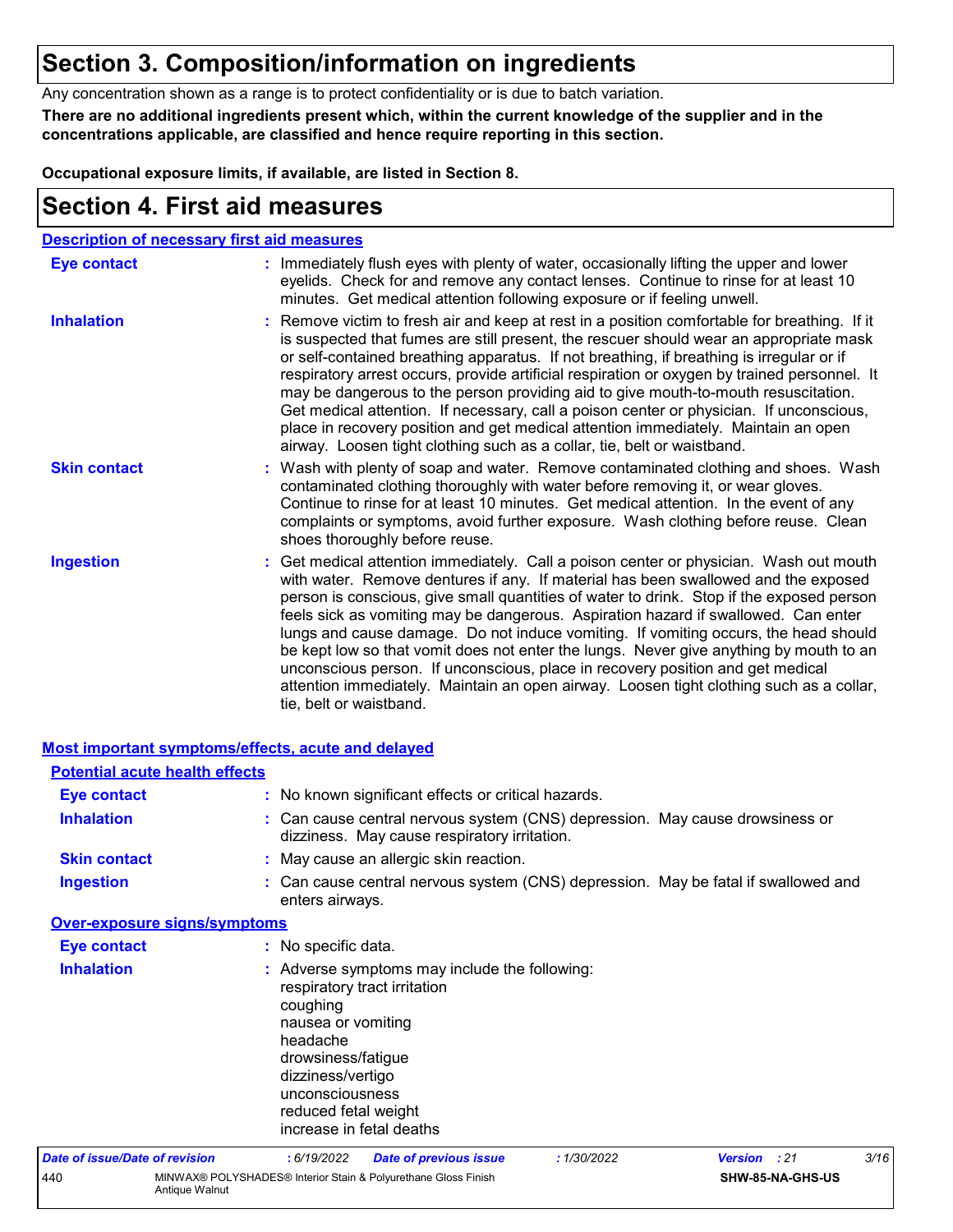## Section 3. Composition/information on ingredients

Any concentration shown as a range is to protect confidentiality or is due to batch variation.

**There are no additional ingredients present which, within the current knowledge of the supplier and in the concentrations applicable, are classified and hence require reporting in this section.**

**Occupational exposure limits, if available, are listed in Section 8.**

## Section 4. First aid measures

### Description of necessary first aid measures

**Eye contact** : Immediately flush eyes with plenty of water, occasionally lifting the upper and lower eyelids. Check for and remove any contact lenses. Continue to rinse for at least 10 minutes. Get medical attention following exposure or if feeling unwell.

**Inhalation** : Remove victim to fresh air and keep at rest in a position comfortable for breathing. If it is suspected that fumes are still present, the rescuer should wear an appropriate mask or self-contained breathing apparatus. If not breathing, if breathing is irregular or if respiratory arrest occurs, provide artificial respiration or oxygen by trained personnel. It may be dangerous to the person providing aid to give mouth-to-mouth resuscitation. Get medical attention. If necessary, call a poison center or physician. If unconscious, place in recovery position and get medical attention immediately. Maintain an open airway. Loosen tight clothing such as a collar, tie, belt or waistband.

**Skin contact** : Wash with plenty of soap and water. Remove contaminated clothing and shoes. Wash contaminated clothing thoroughly with water before removing it, or wear gloves. Continue to rinse for at least 10 minutes. Get medical attention. In the event of any complaints or symptoms, avoid further exposure. Wash clothing before reuse. Clean shoes thoroughly before reuse.

**Ingestion** : Get medical attention immediately. Call a poison center or physician. Wash out mouth with water. Remove dentures if any. If material has been swallowed and the exposed person is conscious, give small quantities of water to drink. Stop if the exposed person feels sick as vomiting may be dangerous. Aspiration hazard if swallowed. Can enter lungs and cause damage. Do not induce vomiting. If vomiting occurs, the head should be kept low so that vomit does not enter the lungs. Never give anything by mouth to an unconscious person. If unconscious, place in recovery position and get medical attention immediately. Maintain an open airway. Loosen tight clothing such as a collar, tie, belt or waistband.

### Most important symptoms/effects, acute and delayed

#### Potential acute health effects

**Eye contact** : No known significant effects or critical hazards.

**Inhalation** : Can cause central nervous system (CNS) depression. May cause drowsiness or dizziness. May cause respiratory irritation.

**Skin contact** : May cause an allergic skin reaction.

**Ingestion** : Can cause central nervous system (CNS) depression. May be fatal if swallowed and enters airways.

#### Over-exposure signs/symptoms

**Eye contact** : No specific data.

**Inhalation** : Adverse symptoms may include the following:
- respiratory tract irritation
- coughing
- nausea or vomiting
- headache
- drowsiness/fatigue
- dizziness/vertigo
- unconsciousness
- reduced fetal weight
- increase in fetal deaths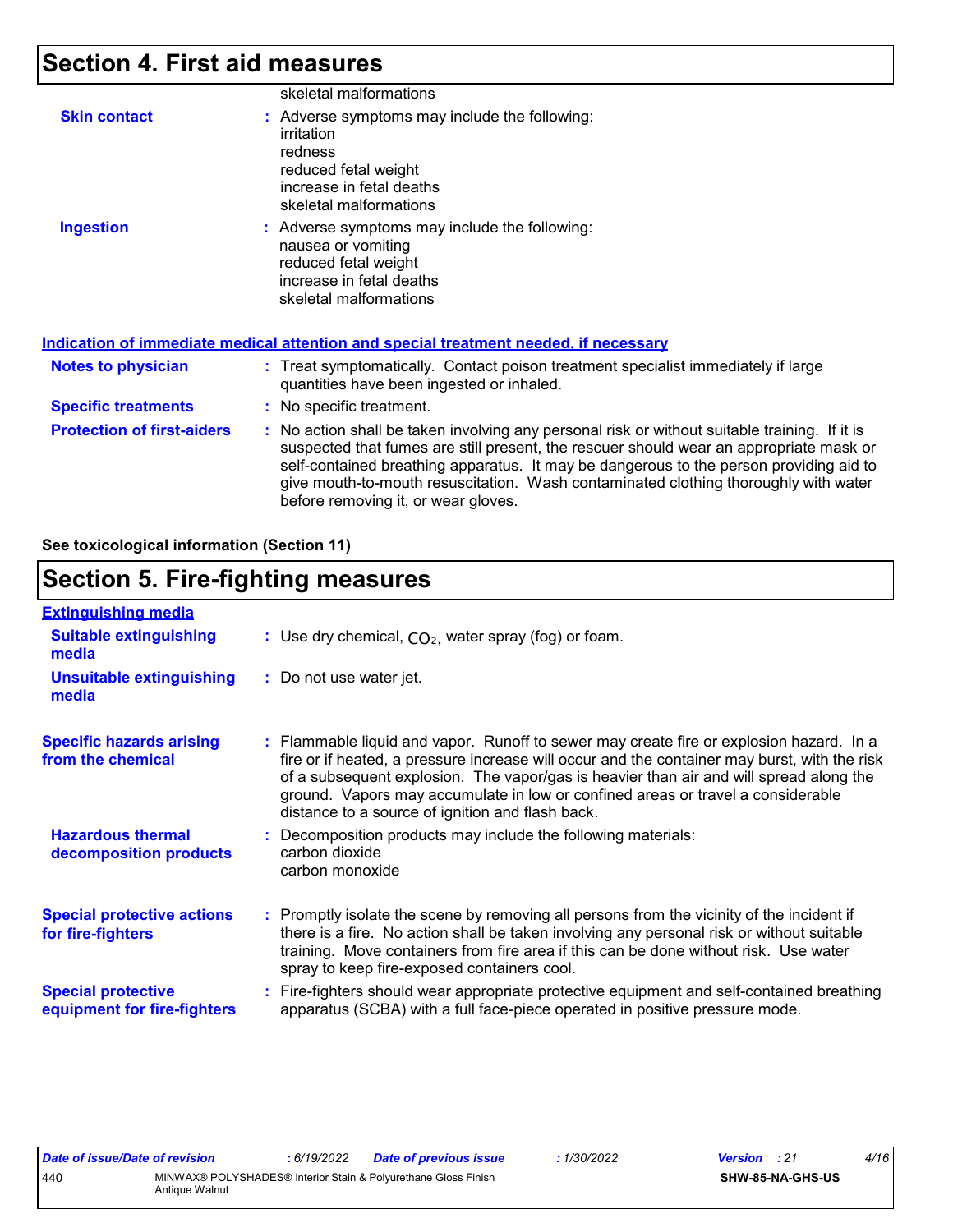## Section 4. First aid measures

skeletal malformations

**Skin contact** : Adverse symptoms may include the following:
irritation
redness
reduced fetal weight
increase in fetal deaths
skeletal malformations

**Ingestion** : Adverse symptoms may include the following:
nausea or vomiting
reduced fetal weight
increase in fetal deaths
skeletal malformations

**Indication of immediate medical attention and special treatment needed, if necessary**

**Notes to physician** : Treat symptomatically. Contact poison treatment specialist immediately if large quantities have been ingested or inhaled.

**Specific treatments** : No specific treatment.

**Protection of first-aiders** : No action shall be taken involving any personal risk or without suitable training. If it is suspected that fumes are still present, the rescuer should wear an appropriate mask or self-contained breathing apparatus. It may be dangerous to the person providing aid to give mouth-to-mouth resuscitation. Wash contaminated clothing thoroughly with water before removing it, or wear gloves.

**See toxicological information (Section 11)**

## Section 5. Fire-fighting measures

**Extinguishing media**

**Suitable extinguishing media** : Use dry chemical, $CO_2$, water spray (fog) or foam.

**Unsuitable extinguishing media** : Do not use water jet.

**Specific hazards arising from the chemical** : Flammable liquid and vapor. Runoff to sewer may create fire or explosion hazard. In a fire or if heated, a pressure increase will occur and the container may burst, with the risk of a subsequent explosion. The vapor/gas is heavier than air and will spread along the ground. Vapors may accumulate in low or confined areas or travel a considerable distance to a source of ignition and flash back.

**Hazardous thermal decomposition products** : Decomposition products may include the following materials:
carbon dioxide
carbon monoxide

**Special protective actions for fire-fighters** : Promptly isolate the scene by removing all persons from the vicinity of the incident if there is a fire. No action shall be taken involving any personal risk or without suitable training. Move containers from fire area if this can be done without risk. Use water spray to keep fire-exposed containers cool.

**Special protective equipment for fire-fighters** : Fire-fighters should wear appropriate protective equipment and self-contained breathing apparatus (SCBA) with a full face-piece operated in positive pressure mode.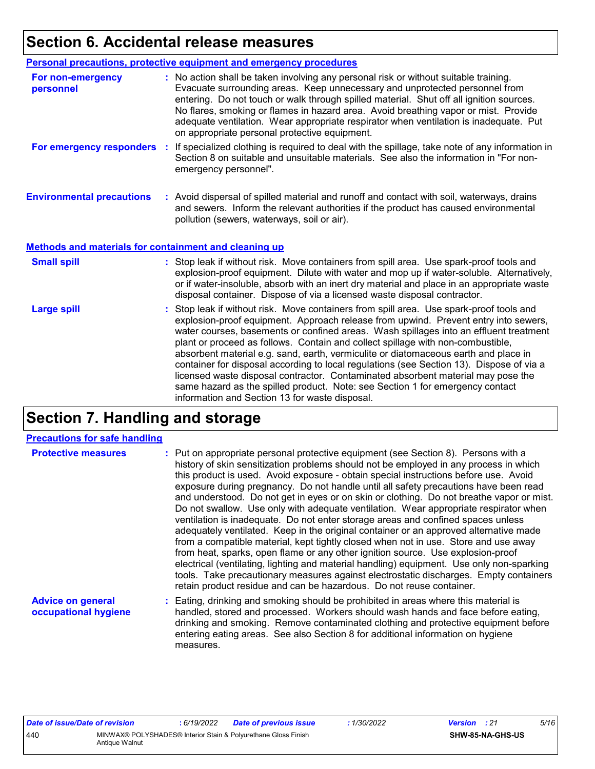# Section 6. Accidental release measures

## Personal precautions, protective equipment and emergency procedures

**For non-emergency personnel** : No action shall be taken involving any personal risk or without suitable training. Evacuate surrounding areas. Keep unnecessary and unprotected personnel from entering. Do not touch or walk through spilled material. Shut off all ignition sources. No flares, smoking or flames in hazard area. Avoid breathing vapor or mist. Provide adequate ventilation. Wear appropriate respirator when ventilation is inadequate. Put on appropriate personal protective equipment.

**For emergency responders** : If specialized clothing is required to deal with the spillage, take note of any information in Section 8 on suitable and unsuitable materials. See also the information in "For non-emergency personnel".

**Environmental precautions** : Avoid dispersal of spilled material and runoff and contact with soil, waterways, drains and sewers. Inform the relevant authorities if the product has caused environmental pollution (sewers, waterways, soil or air).

## Methods and materials for containment and cleaning up

**Small spill** : Stop leak if without risk. Move containers from spill area. Use spark-proof tools and explosion-proof equipment. Dilute with water and mop up if water-soluble. Alternatively, or if water-insoluble, absorb with an inert dry material and place in an appropriate waste disposal container. Dispose of via a licensed waste disposal contractor.

**Large spill** : Stop leak if without risk. Move containers from spill area. Use spark-proof tools and explosion-proof equipment. Approach release from upwind. Prevent entry into sewers, water courses, basements or confined areas. Wash spillages into an effluent treatment plant or proceed as follows. Contain and collect spillage with non-combustible, absorbent material e.g. sand, earth, vermiculite or diatomaceous earth and place in container for disposal according to local regulations (see Section 13). Dispose of via a licensed waste disposal contractor. Contaminated absorbent material may pose the same hazard as the spilled product. Note: see Section 1 for emergency contact information and Section 13 for waste disposal.

# Section 7. Handling and storage

## Precautions for safe handling

**Protective measures** : Put on appropriate personal protective equipment (see Section 8). Persons with a history of skin sensitization problems should not be employed in any process in which this product is used. Avoid exposure - obtain special instructions before use. Avoid exposure during pregnancy. Do not handle until all safety precautions have been read and understood. Do not get in eyes or on skin or clothing. Do not breathe vapor or mist. Do not swallow. Use only with adequate ventilation. Wear appropriate respirator when ventilation is inadequate. Do not enter storage areas and confined spaces unless adequately ventilated. Keep in the original container or an approved alternative made from a compatible material, kept tightly closed when not in use. Store and use away from heat, sparks, open flame or any other ignition source. Use explosion-proof electrical (ventilating, lighting and material handling) equipment. Use only non-sparking tools. Take precautionary measures against electrostatic discharges. Empty containers retain product residue and can be hazardous. Do not reuse container.

**Advice on general occupational hygiene** : Eating, drinking and smoking should be prohibited in areas where this material is handled, stored and processed. Workers should wash hands and face before eating, drinking and smoking. Remove contaminated clothing and protective equipment before entering eating areas. See also Section 8 for additional information on hygiene measures.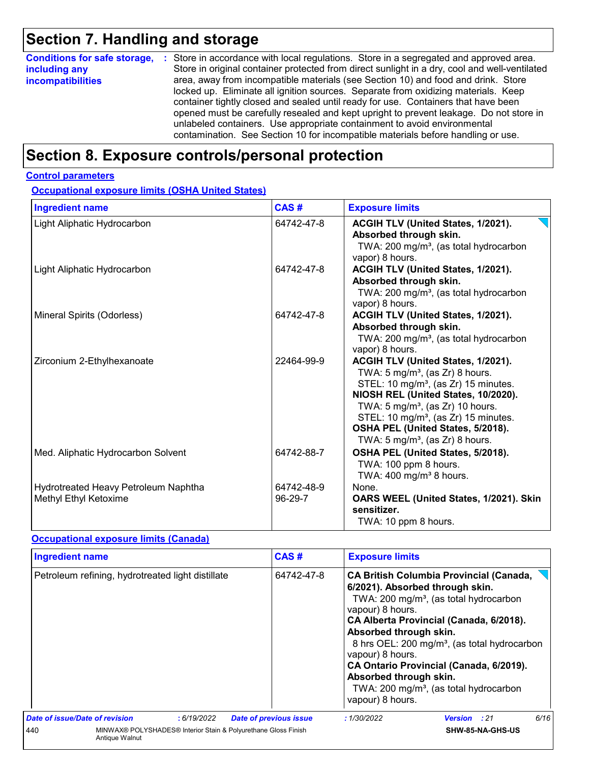# Section 7. Handling and storage

**Conditions for safe storage, including any incompatibilities** : Store in accordance with local regulations. Store in a segregated and approved area. Store in original container protected from direct sunlight in a dry, cool and well-ventilated area, away from incompatible materials (see Section 10) and food and drink. Store locked up. Eliminate all ignition sources. Separate from oxidizing materials. Keep container tightly closed and sealed until ready for use. Containers that have been opened must be carefully resealed and kept upright to prevent leakage. Do not store in unlabeled containers. Use appropriate containment to avoid environmental contamination. See Section 10 for incompatible materials before handling or use.

# Section 8. Exposure controls/personal protection

**Control parameters**

**Occupational exposure limits (OSHA United States)**

| Ingredient name | CAS # | Exposure limits |
|---|---|---|
| Light Aliphatic Hydrocarbon | 64742-47-8 | **ACGIH TLV (United States, 1/2021). Absorbed through skin.**<br>TWA: 200 mg/m³, (as total hydrocarbon vapor) 8 hours. |
| Light Aliphatic Hydrocarbon | 64742-47-8 | **ACGIH TLV (United States, 1/2021). Absorbed through skin.**<br>TWA: 200 mg/m³, (as total hydrocarbon vapor) 8 hours. |
| Mineral Spirits (Odorless) | 64742-47-8 | **ACGIH TLV (United States, 1/2021). Absorbed through skin.**<br>TWA: 200 mg/m³, (as total hydrocarbon vapor) 8 hours. |
| Zirconium 2-Ethylhexanoate | 22464-99-9 | **ACGIH TLV (United States, 1/2021).**<br>TWA: 5 mg/m³, (as Zr) 8 hours.<br>STEL: 10 mg/m³, (as Zr) 15 minutes.<br>**NIOSH REL (United States, 10/2020).**<br>TWA: 5 mg/m³, (as Zr) 10 hours.<br>STEL: 10 mg/m³, (as Zr) 15 minutes.<br>**OSHA PEL (United States, 5/2018).**<br>TWA: 5 mg/m³, (as Zr) 8 hours. |
| Med. Aliphatic Hydrocarbon Solvent | 64742-88-7 | **OSHA PEL (United States, 5/2018).**<br>TWA: 100 ppm 8 hours.<br>TWA: 400 mg/m³ 8 hours. |
| Hydrotreated Heavy Petroleum Naphtha | 64742-48-9 | None. |
| Methyl Ethyl Ketoxime | 96-29-7 | **OARS WEEL (United States, 1/2021). Skin sensitizer.**<br>TWA: 10 ppm 8 hours. |

**Occupational exposure limits (Canada)**

| Ingredient name | CAS # | Exposure limits |
|---|---|---|
| Petroleum refining, hydrotreated light distillate | 64742-47-8 | **CA British Columbia Provincial (Canada, 6/2021). Absorbed through skin.**<br>TWA: 200 mg/m³, (as total hydrocarbon vapour) 8 hours.<br>**CA Alberta Provincial (Canada, 6/2018). Absorbed through skin.**<br>8 hrs OEL: 200 mg/m³, (as total hydrocarbon vapour) 8 hours.<br>**CA Ontario Provincial (Canada, 6/2019). Absorbed through skin.**<br>TWA: 200 mg/m³, (as total hydrocarbon vapour) 8 hours. |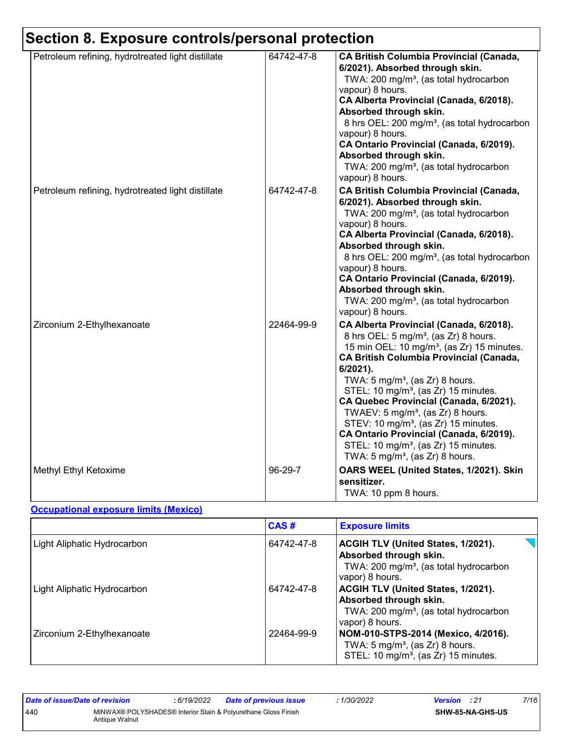# Section 8. Exposure controls/personal protection

| | | |
|---|---|---|
| Petroleum refining, hydrotreated light distillate | 64742-47-8 | **CA British Columbia Provincial (Canada, 6/2021). Absorbed through skin.**<br>TWA: 200 mg/m³, (as total hydrocarbon vapour) 8 hours.<br>**CA Alberta Provincial (Canada, 6/2018). Absorbed through skin.**<br>8 hrs OEL: 200 mg/m³, (as total hydrocarbon vapour) 8 hours.<br>**CA Ontario Provincial (Canada, 6/2019). Absorbed through skin.**<br>TWA: 200 mg/m³, (as total hydrocarbon vapour) 8 hours. |
| Petroleum refining, hydrotreated light distillate | 64742-47-8 | **CA British Columbia Provincial (Canada, 6/2021). Absorbed through skin.**<br>TWA: 200 mg/m³, (as total hydrocarbon vapour) 8 hours.<br>**CA Alberta Provincial (Canada, 6/2018). Absorbed through skin.**<br>8 hrs OEL: 200 mg/m³, (as total hydrocarbon vapour) 8 hours.<br>**CA Ontario Provincial (Canada, 6/2019). Absorbed through skin.**<br>TWA: 200 mg/m³, (as total hydrocarbon vapour) 8 hours. |
| Zirconium 2-Ethylhexanoate | 22464-99-9 | **CA Alberta Provincial (Canada, 6/2018).**<br>8 hrs OEL: 5 mg/m³, (as Zr) 8 hours.<br>15 min OEL: 10 mg/m³, (as Zr) 15 minutes.<br>**CA British Columbia Provincial (Canada, 6/2021).**<br>TWA: 5 mg/m³, (as Zr) 8 hours.<br>STEL: 10 mg/m³, (as Zr) 15 minutes.<br>**CA Quebec Provincial (Canada, 6/2021).**<br>TWAEV: 5 mg/m³, (as Zr) 8 hours.<br>STEV: 10 mg/m³, (as Zr) 15 minutes.<br>**CA Ontario Provincial (Canada, 6/2019).**<br>STEL: 10 mg/m³, (as Zr) 15 minutes.<br>TWA: 5 mg/m³, (as Zr) 8 hours. |
| Methyl Ethyl Ketoxime | 96-29-7 | **OARS WEEL (United States, 1/2021). Skin sensitizer.**<br>TWA: 10 ppm 8 hours. |

**Occupational exposure limits (Mexico)**

| | CAS # | Exposure limits |
|---|---|---|
| Light Aliphatic Hydrocarbon | 64742-47-8 | **ACGIH TLV (United States, 1/2021). Absorbed through skin.**<br>TWA: 200 mg/m³, (as total hydrocarbon vapor) 8 hours. |
| Light Aliphatic Hydrocarbon | 64742-47-8 | **ACGIH TLV (United States, 1/2021). Absorbed through skin.**<br>TWA: 200 mg/m³, (as total hydrocarbon vapor) 8 hours. |
| Zirconium 2-Ethylhexanoate | 22464-99-9 | **NOM-010-STPS-2014 (Mexico, 4/2016).**<br>TWA: 5 mg/m³, (as Zr) 8 hours.<br>STEL: 10 mg/m³, (as Zr) 15 minutes. |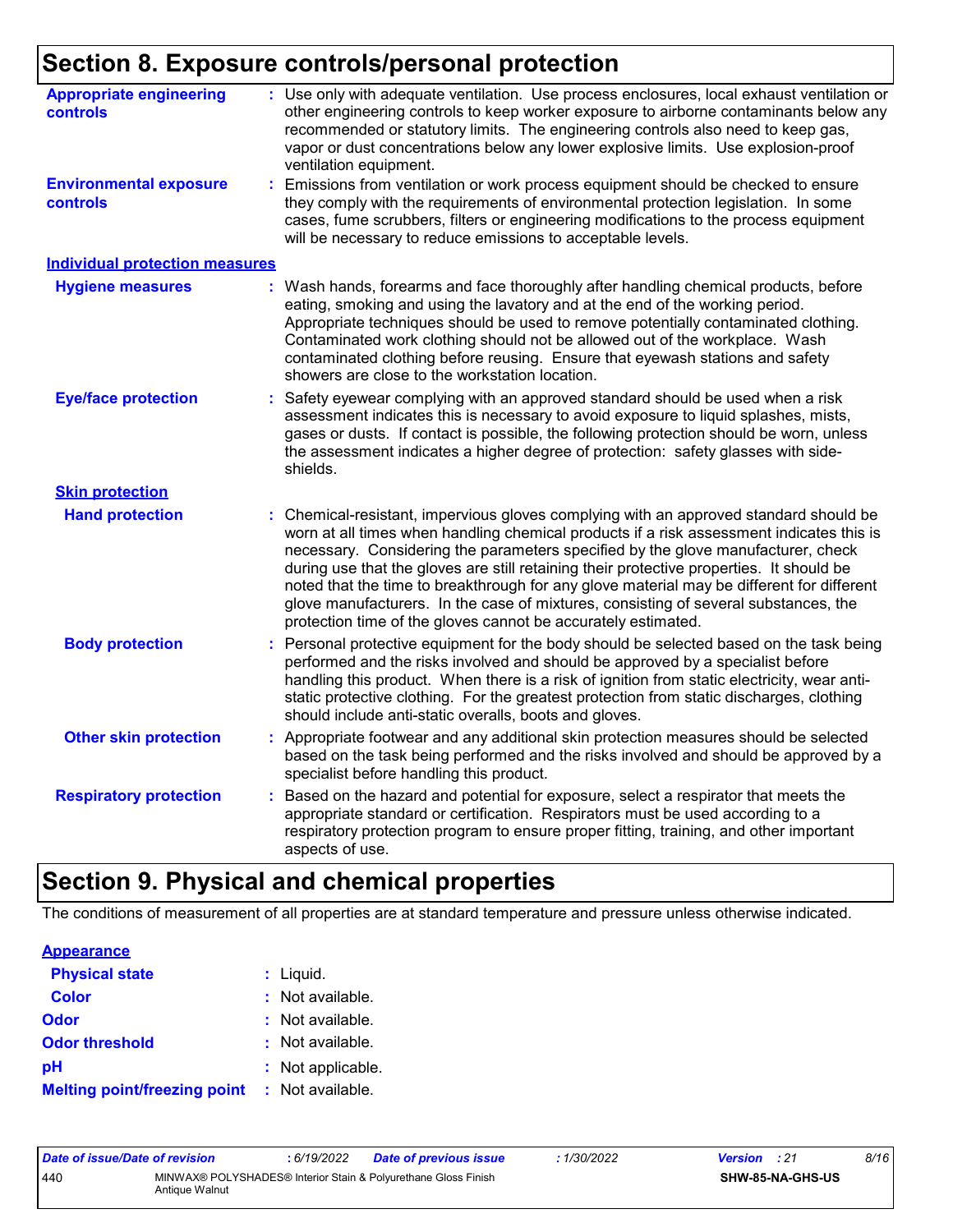# Section 8. Exposure controls/personal protection

**Appropriate engineering controls** : Use only with adequate ventilation. Use process enclosures, local exhaust ventilation or other engineering controls to keep worker exposure to airborne contaminants below any recommended or statutory limits. The engineering controls also need to keep gas, vapor or dust concentrations below any lower explosive limits. Use explosion-proof ventilation equipment.

**Environmental exposure controls** : Emissions from ventilation or work process equipment should be checked to ensure they comply with the requirements of environmental protection legislation. In some cases, fume scrubbers, filters or engineering modifications to the process equipment will be necessary to reduce emissions to acceptable levels.

## Individual protection measures

**Hygiene measures** : Wash hands, forearms and face thoroughly after handling chemical products, before eating, smoking and using the lavatory and at the end of the working period. Appropriate techniques should be used to remove potentially contaminated clothing. Contaminated work clothing should not be allowed out of the workplace. Wash contaminated clothing before reusing. Ensure that eyewash stations and safety showers are close to the workstation location.

**Eye/face protection** : Safety eyewear complying with an approved standard should be used when a risk assessment indicates this is necessary to avoid exposure to liquid splashes, mists, gases or dusts. If contact is possible, the following protection should be worn, unless the assessment indicates a higher degree of protection: safety glasses with side-shields.

### Skin protection

**Hand protection** : Chemical-resistant, impervious gloves complying with an approved standard should be worn at all times when handling chemical products if a risk assessment indicates this is necessary. Considering the parameters specified by the glove manufacturer, check during use that the gloves are still retaining their protective properties. It should be noted that the time to breakthrough for any glove material may be different for different glove manufacturers. In the case of mixtures, consisting of several substances, the protection time of the gloves cannot be accurately estimated.

**Body protection** : Personal protective equipment for the body should be selected based on the task being performed and the risks involved and should be approved by a specialist before handling this product. When there is a risk of ignition from static electricity, wear anti-static protective clothing. For the greatest protection from static discharges, clothing should include anti-static overalls, boots and gloves.

**Other skin protection** : Appropriate footwear and any additional skin protection measures should be selected based on the task being performed and the risks involved and should be approved by a specialist before handling this product.

**Respiratory protection** : Based on the hazard and potential for exposure, select a respirator that meets the appropriate standard or certification. Respirators must be used according to a respiratory protection program to ensure proper fitting, training, and other important aspects of use.

# Section 9. Physical and chemical properties

The conditions of measurement of all properties are at standard temperature and pressure unless otherwise indicated.

## Appearance

**Physical state** : Liquid.

**Color** : Not available.

**Odor** : Not available.

**Odor threshold** : Not available.

**pH** : Not applicable.

**Melting point/freezing point** : Not available.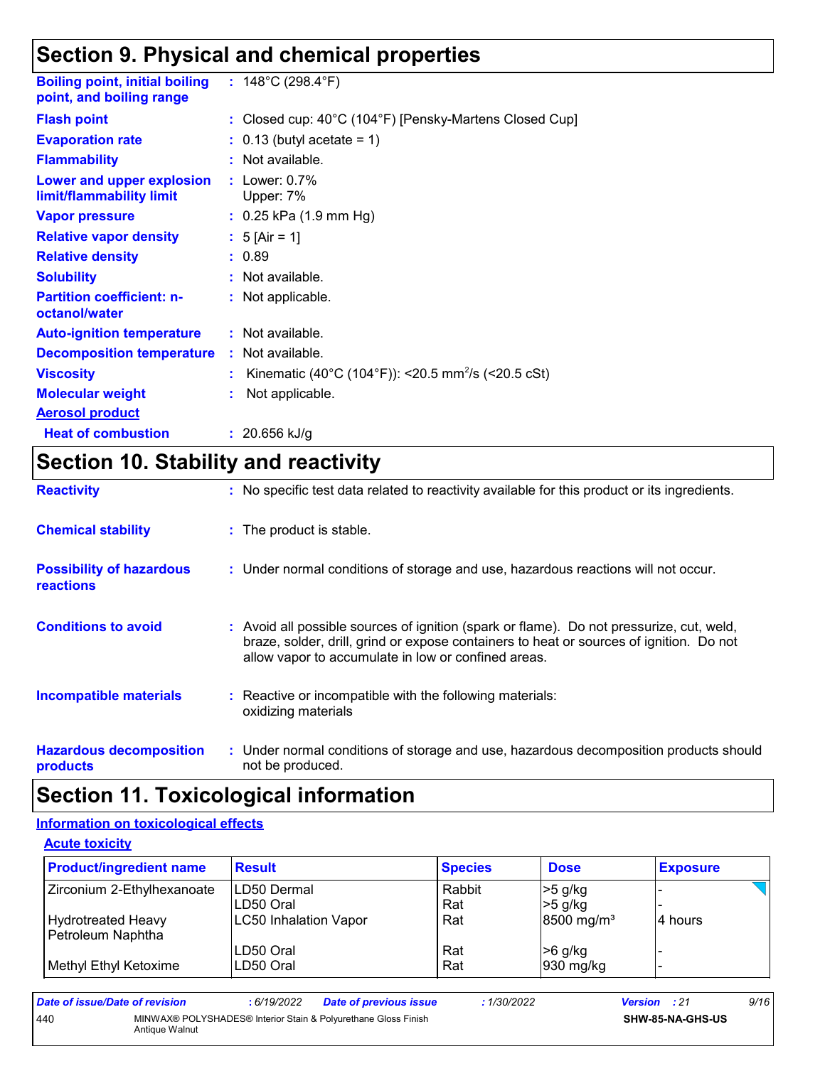## Section 9. Physical and chemical properties

| | |
|---|---|
| **Boiling point, initial boiling point, and boiling range** | : 148°C (298.4°F) |
| **Flash point** | : Closed cup: 40°C (104°F) [Pensky-Martens Closed Cup] |
| **Evaporation rate** | : 0.13 (butyl acetate = 1) |
| **Flammability** | : Not available. |
| **Lower and upper explosion limit/flammability limit** | : Lower: 0.7%<br>Upper: 7% |
| **Vapor pressure** | : 0.25 kPa (1.9 mm Hg) |
| **Relative vapor density** | : 5 [Air = 1] |
| **Relative density** | : 0.89 |
| **Solubility** | : Not available. |
| **Partition coefficient: n-octanol/water** | : Not applicable. |
| **Auto-ignition temperature** | : Not available. |
| **Decomposition temperature** | : Not available. |
| **Viscosity** | : Kinematic (40°C (104°F)): <20.5 $mm^2/s$ (<20.5 cSt) |
| **Molecular weight** | : Not applicable. |

**Aerosol product**

| | |
|---|---|
| **Heat of combustion** | : 20.656 kJ/g |

## Section 10. Stability and reactivity

| | |
|---|---|
| **Reactivity** | : No specific test data related to reactivity available for this product or its ingredients. |
| **Chemical stability** | : The product is stable. |
| **Possibility of hazardous reactions** | : Under normal conditions of storage and use, hazardous reactions will not occur. |
| **Conditions to avoid** | : Avoid all possible sources of ignition (spark or flame). Do not pressurize, cut, weld, braze, solder, drill, grind or expose containers to heat or sources of ignition. Do not allow vapor to accumulate in low or confined areas. |
| **Incompatible materials** | : Reactive or incompatible with the following materials:<br>oxidizing materials |
| **Hazardous decomposition products** | : Under normal conditions of storage and use, hazardous decomposition products should not be produced. |

## Section 11. Toxicological information

**Information on toxicological effects**

**Acute toxicity**

| Product/ingredient name | Result | Species | Dose | Exposure |
|---|---|---|---|---|
| Zirconium 2-Ethylhexanoate | LD50 Dermal | Rabbit | >5 g/kg | - |
| | LD50 Oral | Rat | >5 g/kg | - |
| Hydrotreated Heavy Petroleum Naphtha | LC50 Inhalation Vapor | Rat | 8500 mg/m³ | 4 hours |
| | LD50 Oral | Rat | >6 g/kg | - |
| Methyl Ethyl Ketoxime | LD50 Oral | Rat | 930 mg/kg | - |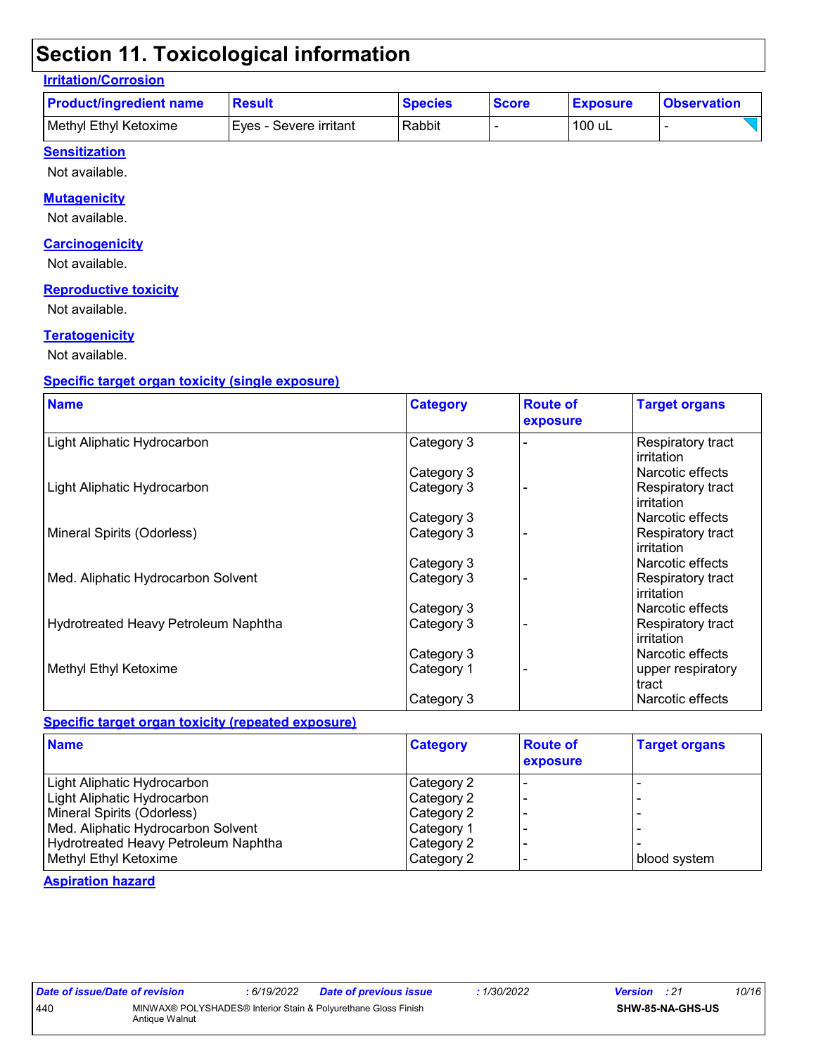# Section 11. Toxicological information

**Irritation/Corrosion**

| Product/ingredient name | Result | Species | Score | Exposure | Observation |
|---|---|---|---|---|---|
| Methyl Ethyl Ketoxime | Eyes - Severe irritant | Rabbit | - | 100 uL | - |

**Sensitization**

Not available.

**Mutagenicity**

Not available.

**Carcinogenicity**

Not available.

**Reproductive toxicity**

Not available.

**Teratogenicity**

Not available.

**Specific target organ toxicity (single exposure)**

| Name | Category | Route of exposure | Target organs |
|---|---|---|---|
| Light Aliphatic Hydrocarbon | Category 3 | - | Respiratory tract irritation |
| | Category 3 | | Narcotic effects |
| Light Aliphatic Hydrocarbon | Category 3 | - | Respiratory tract irritation |
| | Category 3 | | Narcotic effects |
| Mineral Spirits (Odorless) | Category 3 | - | Respiratory tract irritation |
| | Category 3 | | Narcotic effects |
| Med. Aliphatic Hydrocarbon Solvent | Category 3 | - | Respiratory tract irritation |
| | Category 3 | | Narcotic effects |
| Hydrotreated Heavy Petroleum Naphtha | Category 3 | - | Respiratory tract irritation |
| | Category 3 | | Narcotic effects |
| Methyl Ethyl Ketoxime | Category 1 | - | upper respiratory tract |
| | Category 3 | | Narcotic effects |

**Specific target organ toxicity (repeated exposure)**

| Name | Category | Route of exposure | Target organs |
|---|---|---|---|
| Light Aliphatic Hydrocarbon | Category 2 | - | - |
| Light Aliphatic Hydrocarbon | Category 2 | - | - |
| Mineral Spirits (Odorless) | Category 2 | - | - |
| Med. Aliphatic Hydrocarbon Solvent | Category 1 | - | - |
| Hydrotreated Heavy Petroleum Naphtha | Category 2 | - | - |
| Methyl Ethyl Ketoxime | Category 2 | - | blood system |

**Aspiration hazard**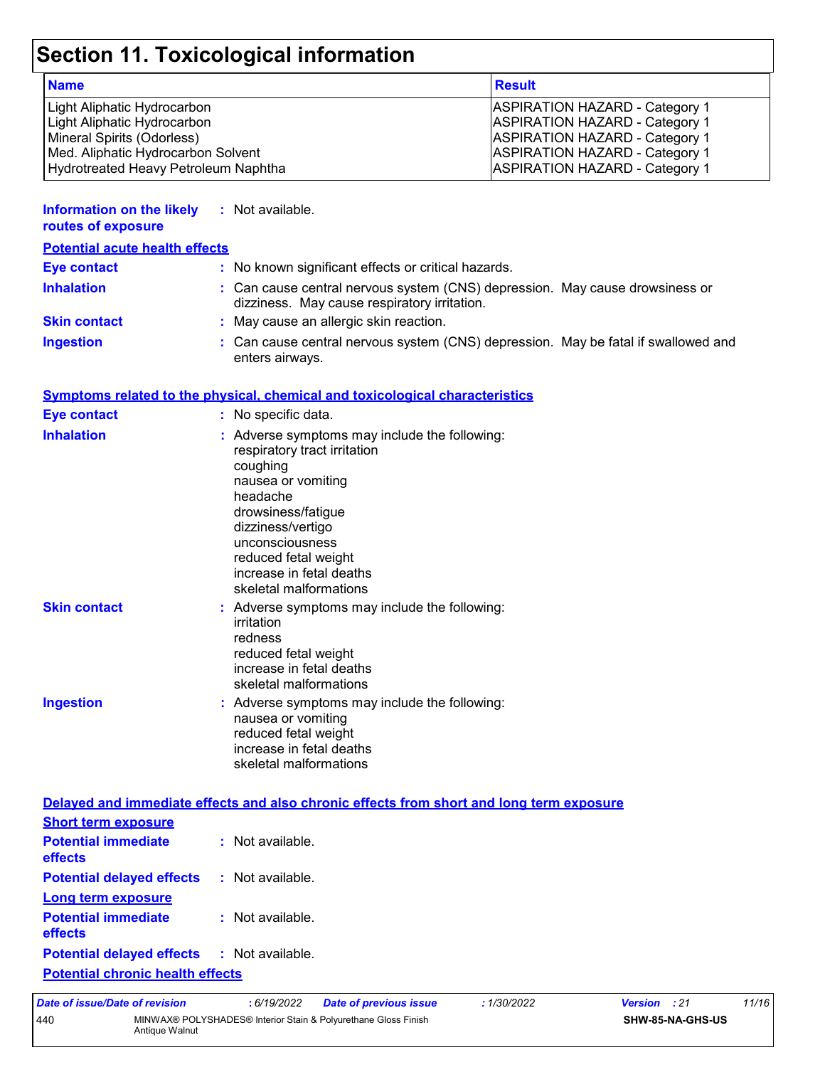# Section 11. Toxicological information

| Name | Result |
| --- | --- |
| Light Aliphatic Hydrocarbon | ASPIRATION HAZARD - Category 1 |
| Light Aliphatic Hydrocarbon | ASPIRATION HAZARD - Category 1 |
| Mineral Spirits (Odorless) | ASPIRATION HAZARD - Category 1 |
| Med. Aliphatic Hydrocarbon Solvent | ASPIRATION HAZARD - Category 1 |
| Hydrotreated Heavy Petroleum Naphtha | ASPIRATION HAZARD - Category 1 |

**Information on the likely routes of exposure** : Not available.

**Potential acute health effects**

**Eye contact** : No known significant effects or critical hazards.

**Inhalation** : Can cause central nervous system (CNS) depression. May cause drowsiness or dizziness. May cause respiratory irritation.

**Skin contact** : May cause an allergic skin reaction.

**Ingestion** : Can cause central nervous system (CNS) depression. May be fatal if swallowed and enters airways.

**Symptoms related to the physical, chemical and toxicological characteristics**

**Eye contact** : No specific data.

**Inhalation** : Adverse symptoms may include the following:
respiratory tract irritation
coughing
nausea or vomiting
headache
drowsiness/fatigue
dizziness/vertigo
unconsciousness
reduced fetal weight
increase in fetal deaths
skeletal malformations

**Skin contact** : Adverse symptoms may include the following:
irritation
redness
reduced fetal weight
increase in fetal deaths
skeletal malformations

**Ingestion** : Adverse symptoms may include the following:
nausea or vomiting
reduced fetal weight
increase in fetal deaths
skeletal malformations

**Delayed and immediate effects and also chronic effects from short and long term exposure**

**Short term exposure**

**Potential immediate effects** : Not available.

**Potential delayed effects** : Not available.

**Long term exposure**

**Potential immediate effects** : Not available.

**Potential delayed effects** : Not available.

**Potential chronic health effects**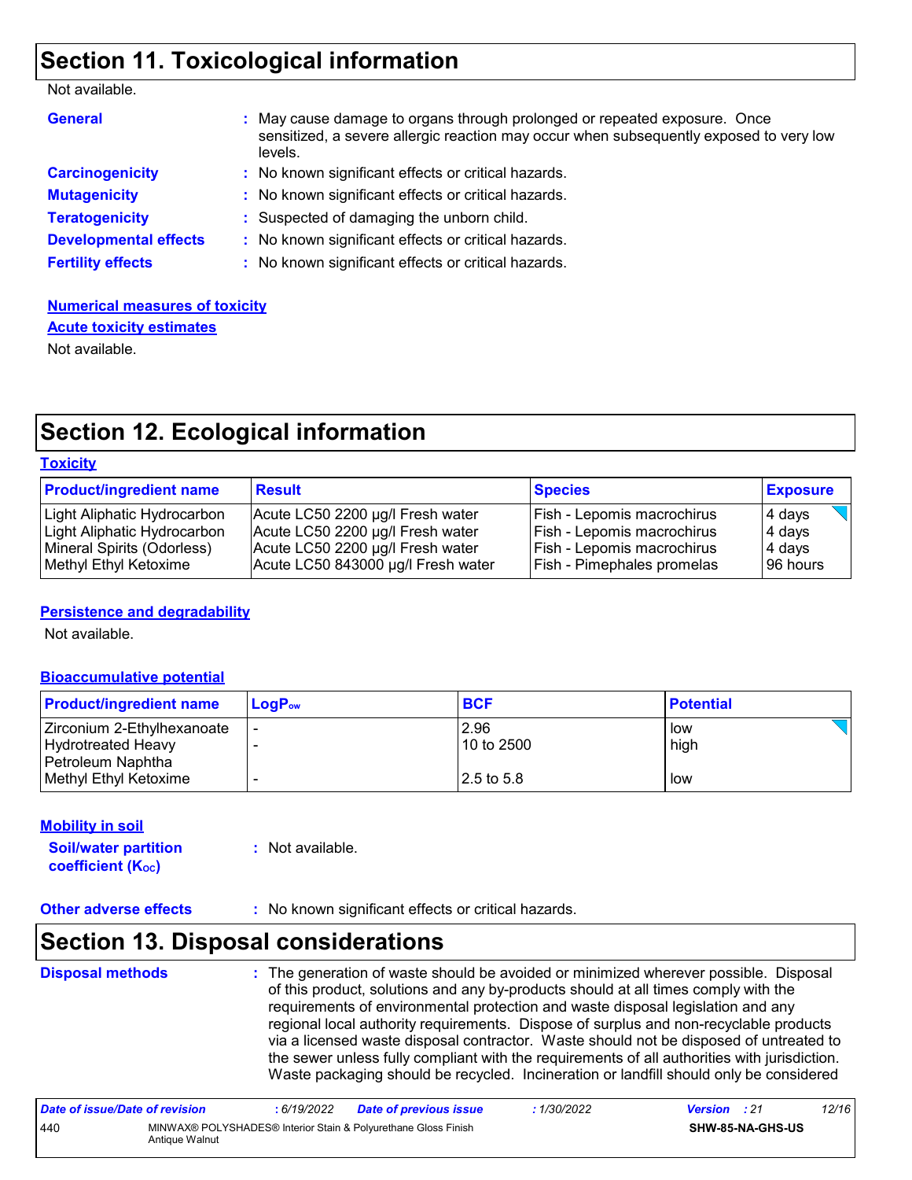## Section 11. Toxicological information

Not available.

**General** : May cause damage to organs through prolonged or repeated exposure. Once sensitized, a severe allergic reaction may occur when subsequently exposed to very low levels.

**Carcinogenicity** : No known significant effects or critical hazards.

**Mutagenicity** : No known significant effects or critical hazards.

**Teratogenicity** : Suspected of damaging the unborn child.

**Developmental effects** : No known significant effects or critical hazards.

**Fertility effects** : No known significant effects or critical hazards.

**Numerical measures of toxicity**

**Acute toxicity estimates**

Not available.

## Section 12. Ecological information

**Toxicity**

| Product/ingredient name | Result | Species | Exposure |
|---|---|---|---|
| Light Aliphatic Hydrocarbon | Acute LC50 2200 µg/l Fresh water | Fish - Lepomis macrochirus | 4 days |
| Light Aliphatic Hydrocarbon | Acute LC50 2200 µg/l Fresh water | Fish - Lepomis macrochirus | 4 days |
| Mineral Spirits (Odorless) | Acute LC50 2200 µg/l Fresh water | Fish - Lepomis macrochirus | 4 days |
| Methyl Ethyl Ketoxime | Acute LC50 843000 µg/l Fresh water | Fish - Pimephales promelas | 96 hours |

**Persistence and degradability**

Not available.

**Bioaccumulative potential**

| Product/ingredient name | $LogP_{ow}$ | BCF | Potential |
|---|---|---|---|
| Zirconium 2-Ethylhexanoate | - | 2.96 | low |
| Hydrotreated Heavy Petroleum Naphtha | - | 10 to 2500 | high |
| Methyl Ethyl Ketoxime | - | 2.5 to 5.8 | low |

**Mobility in soil**

**Soil/water partition coefficient ($K_{OC}$)** : Not available.

**Other adverse effects** : No known significant effects or critical hazards.

## Section 13. Disposal considerations

**Disposal methods** : The generation of waste should be avoided or minimized wherever possible. Disposal of this product, solutions and any by-products should at all times comply with the requirements of environmental protection and waste disposal legislation and any regional local authority requirements. Dispose of surplus and non-recyclable products via a licensed waste disposal contractor. Waste should not be disposed of untreated to the sewer unless fully compliant with the requirements of all authorities with jurisdiction. Waste packaging should be recycled. Incineration or landfill should only be considered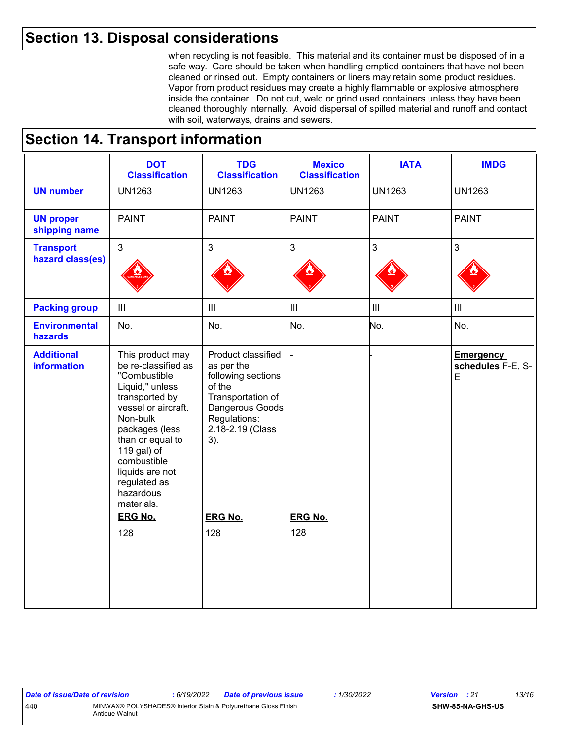## Section 13. Disposal considerations

when recycling is not feasible. This material and its container must be disposed of in a safe way. Care should be taken when handling emptied containers that have not been cleaned or rinsed out. Empty containers or liners may retain some product residues. Vapor from product residues may create a highly flammable or explosive atmosphere inside the container. Do not cut, weld or grind used containers unless they have been cleaned thoroughly internally. Avoid dispersal of spilled material and runoff and contact with soil, waterways, drains and sewers.

## Section 14. Transport information

| | DOT Classification | TDG Classification | Mexico Classification | IATA | IMDG |
|---|---|---|---|---|---|
| **UN number** | UN1263 | UN1263 | UN1263 | UN1263 | UN1263 |
| **UN proper shipping name** | PAINT | PAINT | PAINT | PAINT | PAINT |
| **Transport hazard class(es)** | 3 | 3 | 3 | 3 | 3 |
| **Packing group** | III | III | III | III | III |
| **Environmental hazards** | No. | No. | No. | No. | No. |
| **Additional information** | This product may be re-classified as "Combustible Liquid," unless transported by vessel or aircraft. Non-bulk packages (less than or equal to 119 gal) of combustible liquids are not regulated as hazardous materials. **ERG No.** 128 | Product classified as per the following sections of the Transportation of Dangerous Goods Regulations: 2.18-2.19 (Class 3). **ERG No.** 128 | - **ERG No.** 128 | - | **Emergency schedules** F-E, S-E |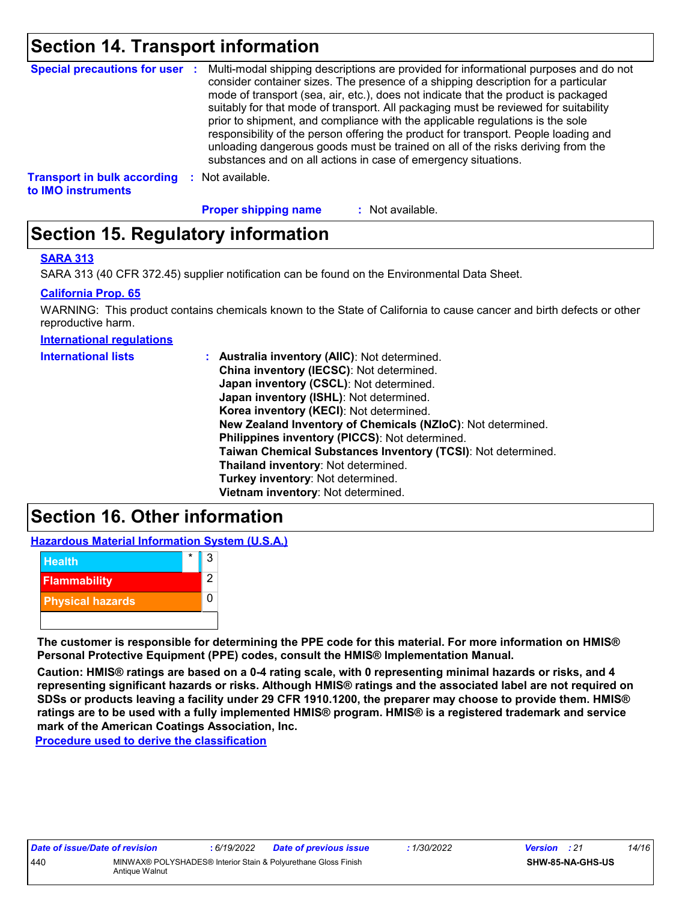## Section 14. Transport information

**Special precautions for user** : Multi-modal shipping descriptions are provided for informational purposes and do not consider container sizes. The presence of a shipping description for a particular mode of transport (sea, air, etc.), does not indicate that the product is packaged suitably for that mode of transport. All packaging must be reviewed for suitability prior to shipment, and compliance with the applicable regulations is the sole responsibility of the person offering the product for transport. People loading and unloading dangerous goods must be trained on all of the risks deriving from the substances and on all actions in case of emergency situations.

**Transport in bulk according to IMO instruments** : Not available.

**Proper shipping name** : Not available.

## Section 15. Regulatory information

**SARA 313**

SARA 313 (40 CFR 372.45) supplier notification can be found on the Environmental Data Sheet.

**California Prop. 65**

WARNING: This product contains chemicals known to the State of California to cause cancer and birth defects or other reproductive harm.

**International regulations**

**International lists** :
**Australia inventory (AIIC)**: Not determined.
**China inventory (IECSC)**: Not determined.
**Japan inventory (CSCL)**: Not determined.
**Japan inventory (ISHL)**: Not determined.
**Korea inventory (KECI)**: Not determined.
**New Zealand Inventory of Chemicals (NZIoC)**: Not determined.
**Philippines inventory (PICCS)**: Not determined.
**Taiwan Chemical Substances Inventory (TCSI)**: Not determined.
**Thailand inventory**: Not determined.
**Turkey inventory**: Not determined.
**Vietnam inventory**: Not determined.

## Section 16. Other information

**Hazardous Material Information System (U.S.A.)**

| Category | | Rating |
|---|---|---|
| Health | * | 3 |
| Flammability | | 2 |
| Physical hazards | | 0 |
| | | |

**The customer is responsible for determining the PPE code for this material. For more information on HMIS® Personal Protective Equipment (PPE) codes, consult the HMIS® Implementation Manual.**

**Caution: HMIS® ratings are based on a 0-4 rating scale, with 0 representing minimal hazards or risks, and 4 representing significant hazards or risks. Although HMIS® ratings and the associated label are not required on SDSs or products leaving a facility under 29 CFR 1910.1200, the preparer may choose to provide them. HMIS® ratings are to be used with a fully implemented HMIS® program. HMIS® is a registered trademark and service mark of the American Coatings Association, Inc.**

**Procedure used to derive the classification**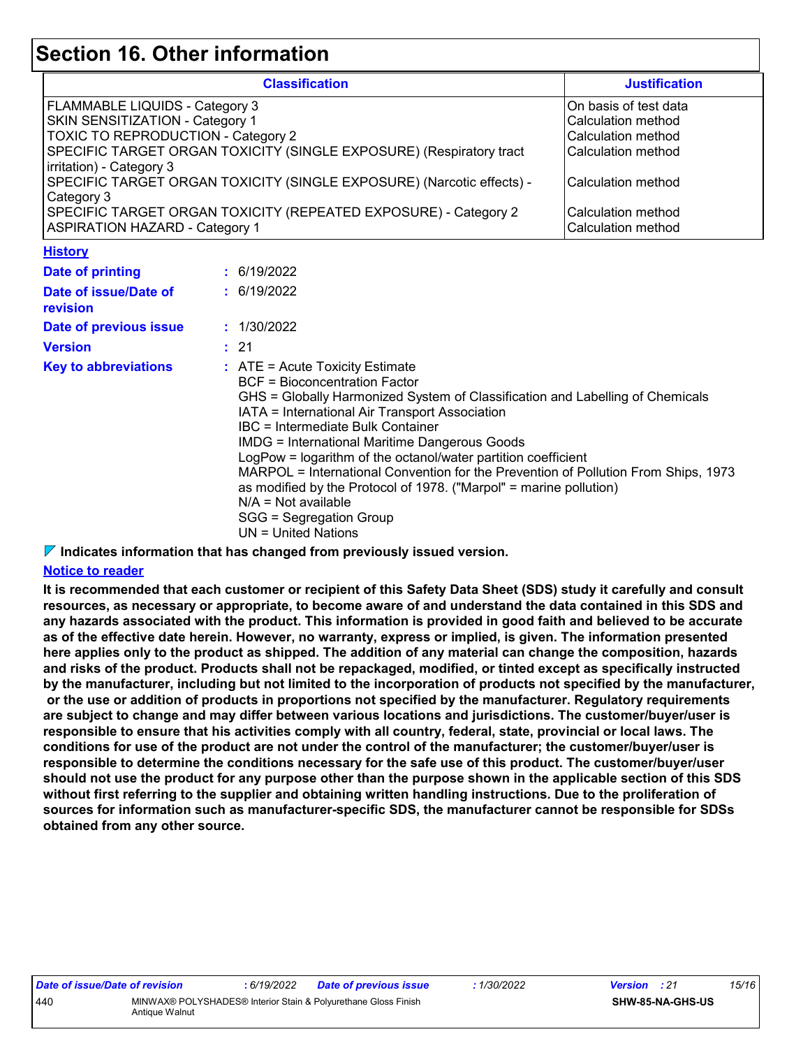# Section 16. Other information

| Classification | Justification |
|---|---|
| FLAMMABLE LIQUIDS - Category 3 | On basis of test data |
| SKIN SENSITIZATION - Category 1 | Calculation method |
| TOXIC TO REPRODUCTION - Category 2 | Calculation method |
| SPECIFIC TARGET ORGAN TOXICITY (SINGLE EXPOSURE) (Respiratory tract irritation) - Category 3 | Calculation method |
| SPECIFIC TARGET ORGAN TOXICITY (SINGLE EXPOSURE) (Narcotic effects) - Category 3 | Calculation method |
| SPECIFIC TARGET ORGAN TOXICITY (REPEATED EXPOSURE) - Category 2 | Calculation method |
| ASPIRATION HAZARD - Category 1 | Calculation method |

**History**

**Date of printing** : 6/19/2022

**Date of issue/Date of revision** : 6/19/2022

**Date of previous issue** : 1/30/2022

**Version** : 21

**Key to abbreviations** : ATE = Acute Toxicity Estimate
BCF = Bioconcentration Factor
GHS = Globally Harmonized System of Classification and Labelling of Chemicals
IATA = International Air Transport Association
IBC = Intermediate Bulk Container
IMDG = International Maritime Dangerous Goods
LogPow = logarithm of the octanol/water partition coefficient
MARPOL = International Convention for the Prevention of Pollution From Ships, 1973 as modified by the Protocol of 1978. ("Marpol" = marine pollution)
N/A = Not available
SGG = Segregation Group
UN = United Nations

**Indicates information that has changed from previously issued version.**

**Notice to reader**

**It is recommended that each customer or recipient of this Safety Data Sheet (SDS) study it carefully and consult resources, as necessary or appropriate, to become aware of and understand the data contained in this SDS and any hazards associated with the product. This information is provided in good faith and believed to be accurate as of the effective date herein. However, no warranty, express or implied, is given. The information presented here applies only to the product as shipped. The addition of any material can change the composition, hazards and risks of the product. Products shall not be repackaged, modified, or tinted except as specifically instructed by the manufacturer, including but not limited to the incorporation of products not specified by the manufacturer, or the use or addition of products in proportions not specified by the manufacturer. Regulatory requirements are subject to change and may differ between various locations and jurisdictions. The customer/buyer/user is responsible to ensure that his activities comply with all country, federal, state, provincial or local laws. The conditions for use of the product are not under the control of the manufacturer; the customer/buyer/user is responsible to determine the conditions necessary for the safe use of this product. The customer/buyer/user should not use the product for any purpose other than the purpose shown in the applicable section of this SDS without first referring to the supplier and obtaining written handling instructions. Due to the proliferation of sources for information such as manufacturer-specific SDS, the manufacturer cannot be responsible for SDSs obtained from any other source.**